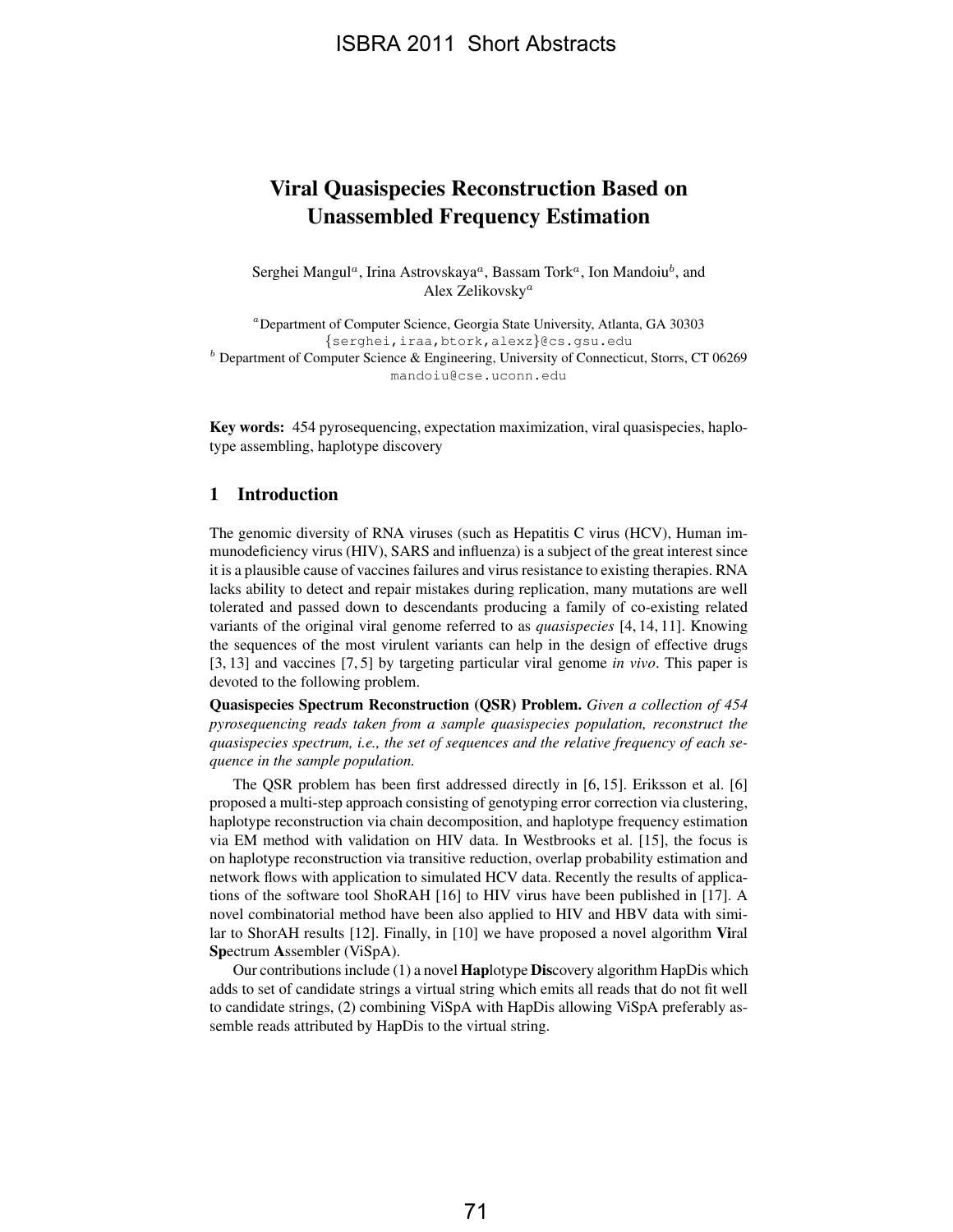# Viral Quasispecies Reconstruction Based on Unassembled Frequency Estimation

Serghei Mangul[a], Irina Astrovskaya[a], Bassam Tork[a], Ion Mandoiu[b], and Alex Zelikovsky[a]

[a] Department of Computer Science, Georgia State University, Atlanta, GA 30303
{serghei,iraa,btork,alexz}@cs.gsu.edu
[b] Department of Computer Science & Engineering, University of Connecticut, Storrs, CT 06269
mandoiu@cse.uconn.edu

**Key words:** 454 pyrosequencing, expectation maximization, viral quasispecies, haplotype assembling, haplotype discovery

## 1 Introduction

The genomic diversity of RNA viruses (such as Hepatitis C virus (HCV), Human immunodeficiency virus (HIV), SARS and influenza) is a subject of the great interest since it is a plausible cause of vaccines failures and virus resistance to existing therapies. RNA lacks ability to detect and repair mistakes during replication, many mutations are well tolerated and passed down to descendants producing a family of co-existing related variants of the original viral genome referred to as *quasispecies* [4, 14, 11]. Knowing the sequences of the most virulent variants can help in the design of effective drugs [3, 13] and vaccines [7, 5] by targeting particular viral genome *in vivo*. This paper is devoted to the following problem.

**Quasispecies Spectrum Reconstruction (QSR) Problem.** *Given a collection of 454 pyrosequencing reads taken from a sample quasispecies population, reconstruct the quasispecies spectrum, i.e., the set of sequences and the relative frequency of each sequence in the sample population.*

The QSR problem has been first addressed directly in [6, 15]. Eriksson et al. [6] proposed a multi-step approach consisting of genotyping error correction via clustering, haplotype reconstruction via chain decomposition, and haplotype frequency estimation via EM method with validation on HIV data. In Westbrooks et al. [15], the focus is on haplotype reconstruction via transitive reduction, overlap probability estimation and network flows with application to simulated HCV data. Recently the results of applications of the software tool ShoRAH [16] to HIV virus have been published in [17]. A novel combinatorial method have been also applied to HIV and HBV data with similar to ShorAH results [12]. Finally, in [10] we have proposed a novel algorithm **Vi**ral **Sp**ectrum **A**ssembler (ViSpA).

Our contributions include (1) a novel **Hap**lotype **Dis**covery algorithm HapDis which adds to set of candidate strings a virtual string which emits all reads that do not fit well to candidate strings, (2) combining ViSpA with HapDis allowing ViSpA preferably assemble reads attributed by HapDis to the virtual string.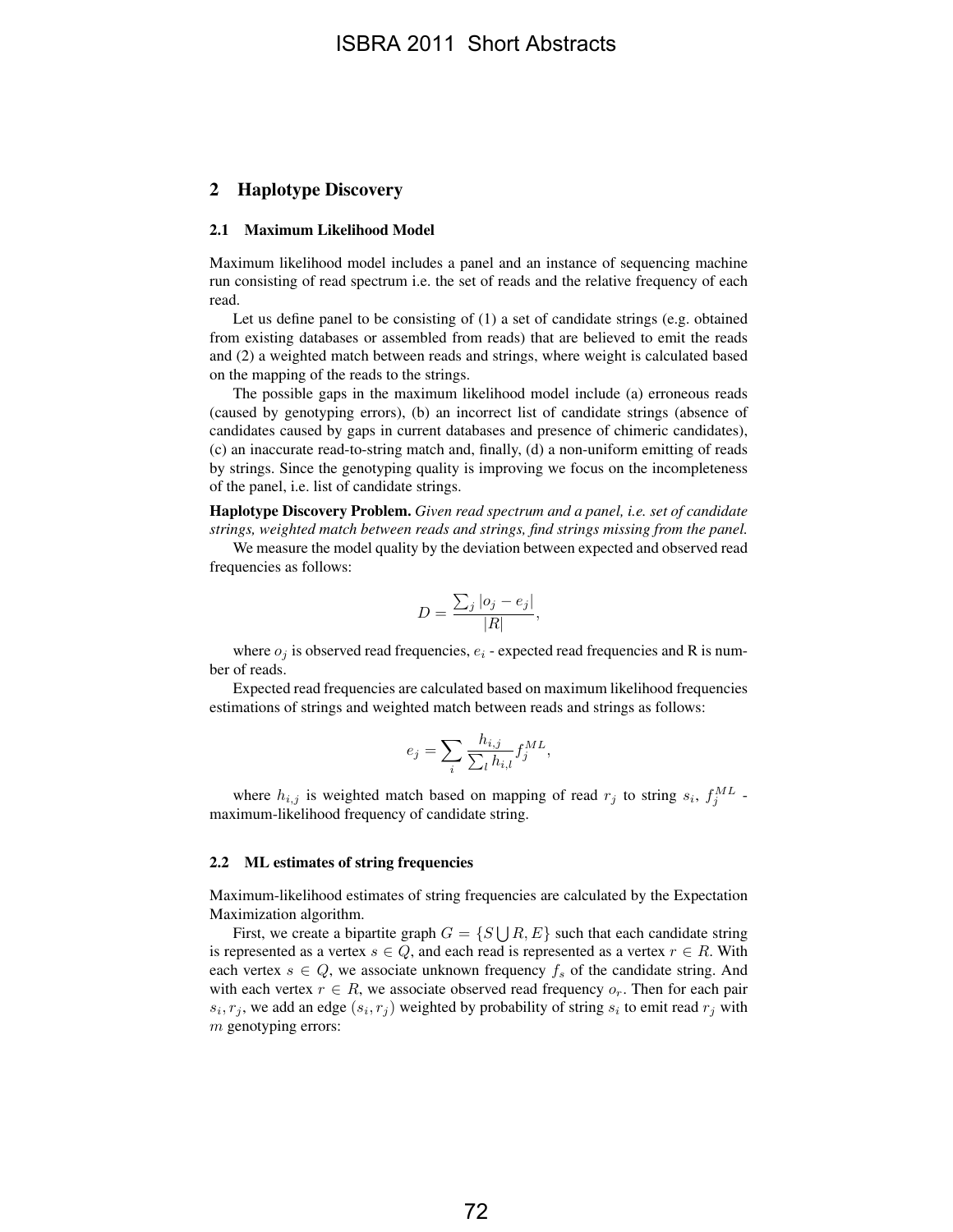## 2 Haplotype Discovery

### 2.1 Maximum Likelihood Model

Maximum likelihood model includes a panel and an instance of sequencing machine run consisting of read spectrum i.e. the set of reads and the relative frequency of each read.

Let us define panel to be consisting of (1) a set of candidate strings (e.g. obtained from existing databases or assembled from reads) that are believed to emit the reads and (2) a weighted match between reads and strings, where weight is calculated based on the mapping of the reads to the strings.

The possible gaps in the maximum likelihood model include (a) erroneous reads (caused by genotyping errors), (b) an incorrect list of candidate strings (absence of candidates caused by gaps in current databases and presence of chimeric candidates), (c) an inaccurate read-to-string match and, finally, (d) a non-uniform emitting of reads by strings. Since the genotyping quality is improving we focus on the incompleteness of the panel, i.e. list of candidate strings.

**Haplotype Discovery Problem.** *Given read spectrum and a panel, i.e. set of candidate strings, weighted match between reads and strings, find strings missing from the panel.*

We measure the model quality by the deviation between expected and observed read frequencies as follows:

$$D = \frac{\sum_j |o_j - e_j|}{|R|},$$

where $o_j$ is observed read frequencies, $e_i$ - expected read frequencies and R is number of reads.

Expected read frequencies are calculated based on maximum likelihood frequencies estimations of strings and weighted match between reads and strings as follows:

$$e_j = \sum_i \frac{h_{i,j}}{\sum_l h_{i,l}} f_j^{ML},$$

where $h_{i,j}$ is weighted match based on mapping of read $r_j$ to string $s_i$, $f_j^{ML}$ - maximum-likelihood frequency of candidate string.

### 2.2 ML estimates of string frequencies

Maximum-likelihood estimates of string frequencies are calculated by the Expectation Maximization algorithm.

First, we create a bipartite graph $G = \{S \bigcup R, E\}$ such that each candidate string is represented as a vertex $s \in Q$, and each read is represented as a vertex $r \in R$. With each vertex $s \in Q$, we associate unknown frequency $f_s$ of the candidate string. And with each vertex $r \in R$, we associate observed read frequency $o_r$. Then for each pair $s_i, r_j$, we add an edge $(s_i, r_j)$ weighted by probability of string $s_i$ to emit read $r_j$ with $m$ genotyping errors: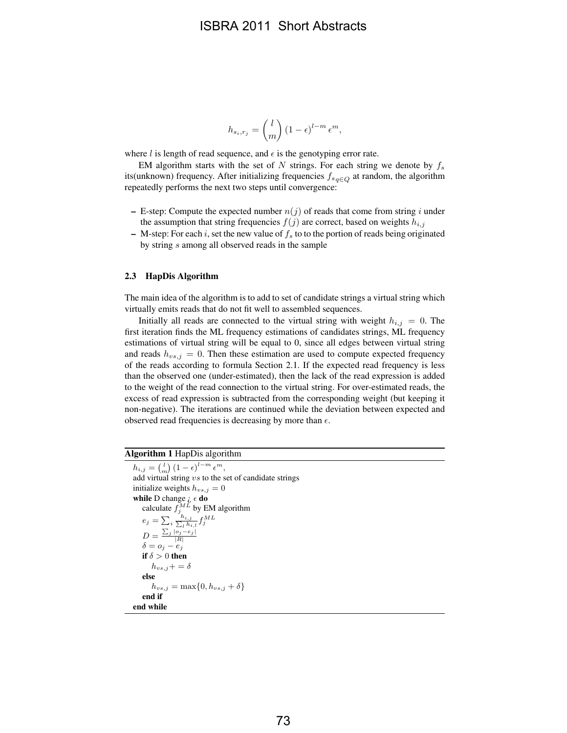$$h_{s_i,r_j} = \binom{l}{m} (1-\epsilon)^{l-m} \epsilon^m,$$

where $l$ is length of read sequence, and $\epsilon$ is the genotyping error rate.

EM algorithm starts with the set of $N$ strings. For each string we denote by $f_s$ its(unknown) frequency. After initializing frequencies $f_{s_{q \in Q}}$ at random, the algorithm repeatedly performs the next two steps until convergence:

- E-step: Compute the expected number $n(j)$ of reads that come from string $i$ under the assumption that string frequencies $f(j)$ are correct, based on weights $h_{i,j}$
- M-step: For each $i$, set the new value of $f_s$ to to the portion of reads being originated by string $s$ among all observed reads in the sample

### 2.3 HapDis Algorithm

The main idea of the algorithm is to add to set of candidate strings a virtual string which virtually emits reads that do not fit well to assembled sequences.

Initially all reads are connected to the virtual string with weight $h_{i,j} = 0$. The first iteration finds the ML frequency estimations of candidates strings, ML frequency estimations of virtual string will be equal to 0, since all edges between virtual string and reads $h_{vs,j} = 0$. Then these estimation are used to compute expected frequency of the reads according to formula Section 2.1. If the expected read frequency is less than the observed one (under-estimated), then the lack of the read expression is added to the weight of the read connection to the virtual string. For over-estimated reads, the excess of read expression is subtracted from the corresponding weight (but keeping it non-negative). The iterations are continued while the deviation between expected and observed read frequencies is decreasing by more than $\epsilon$.

**Algorithm 1** HapDis algorithm

$h_{i,j} = \binom{l}{m} (1-\epsilon)^{l-m} \epsilon^m$,
add virtual string $vs$ to the set of candidate strings
initialize weights $h_{vs,j} = 0$
**while** D change $>$ $\epsilon$ **do**
  calculate $f_j^{ML}$ by EM algorithm
  $e_j = \sum_i \frac{h_{i,j}}{\sum_l h_{i,l}} f_j^{ML}$
  $D = \frac{\sum_j |o_j - e_j|}{|R|}$
  $\delta = o_j - e_j$
  **if** $\delta > 0$ **then**
    $h_{vs,j} += \delta$
  **else**
    $h_{vs,j} = \max\{0, h_{vs,j} + \delta\}$
  **end if**
**end while**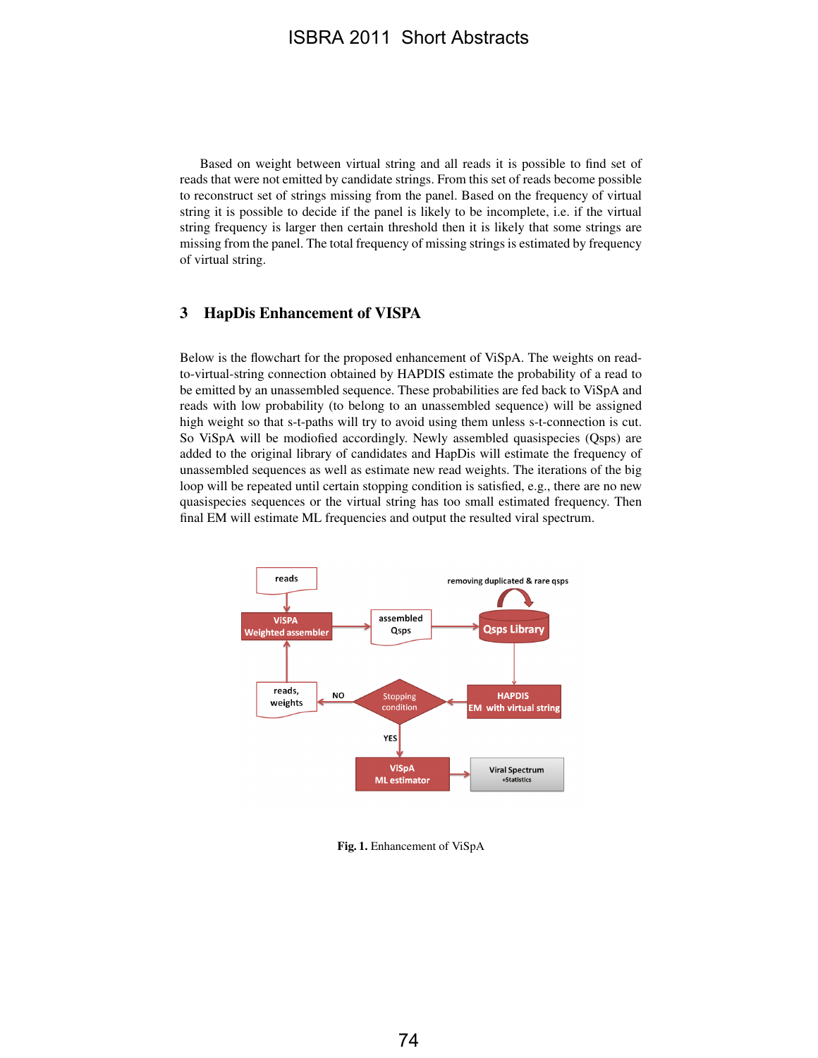Based on weight between virtual string and all reads it is possible to find set of reads that were not emitted by candidate strings. From this set of reads become possible to reconstruct set of strings missing from the panel. Based on the frequency of virtual string it is possible to decide if the panel is likely to be incomplete, i.e. if the virtual string frequency is larger then certain threshold then it is likely that some strings are missing from the panel. The total frequency of missing strings is estimated by frequency of virtual string.

## 3 HapDis Enhancement of VISPA

Below is the flowchart for the proposed enhancement of ViSpA. The weights on read-to-virtual-string connection obtained by HAPDIS estimate the probability of a read to be emitted by an unassembled sequence. These probabilities are fed back to ViSpA and reads with low probability (to belong to an unassembled sequence) will be assigned high weight so that s-t-paths will try to avoid using them unless s-t-connection is cut. So ViSpA will be modiofied accordingly. Newly assembled quasispecies (Qsps) are added to the original library of candidates and HapDis will estimate the frequency of unassembled sequences as well as estimate new read weights. The iterations of the big loop will be repeated until certain stopping condition is satisfied, e.g., there are no new quasispecies sequences or the virtual string has too small estimated frequency. Then final EM will estimate ML frequencies and output the resulted viral spectrum.

**Fig. 1.** Enhancement of ViSpA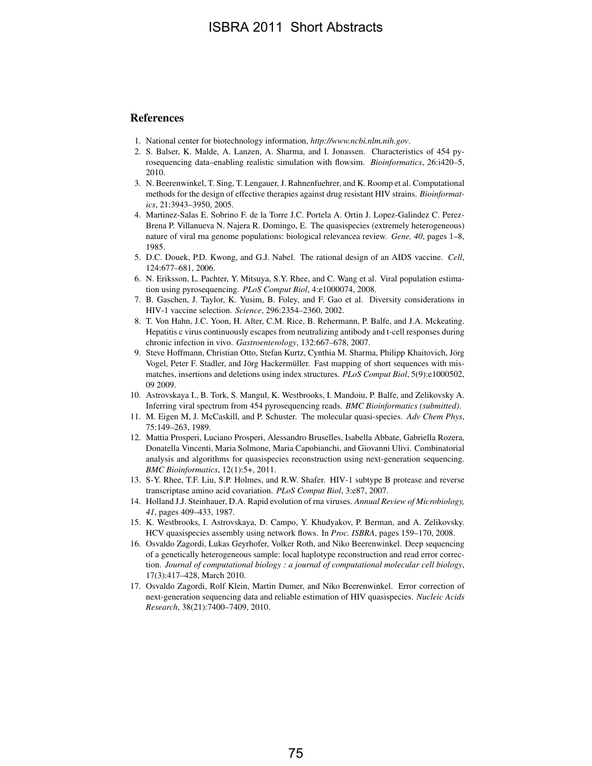## References

1. National center for biotechnology information, *http://www.ncbi.nlm.nih.gov*.
2. S. Balser, K. Malde, A. Lanzen, A. Sharma, and I. Jonassen. Characteristics of 454 pyrosequencing data–enabling realistic simulation with flowsim. *Bioinformatics*, 26:i420–5, 2010.
3. N. Beerenwinkel, T. Sing, T. Lengauer, J. Rahnenfuehrer, and K. Roomp et al. Computational methods for the design of effective therapies against drug resistant HIV strains. *Bioinformatics*, 21:3943–3950, 2005.
4. Martinez-Salas E. Sobrino F. de la Torre J.C. Portela A. Ortin J. Lopez-Galindez C. Perez-Brena P. Villanueva N. Najera R. Domingo, E. The quasispecies (extremely heterogeneous) nature of viral rna genome populations: biological relevancea review. *Gene, 40*, pages 1–8, 1985.
5. D.C. Douek, P.D. Kwong, and G.J. Nabel. The rational design of an AIDS vaccine. *Cell*, 124:677–681, 2006.
6. N. Eriksson, L. Pachter, Y. Mitsuya, S.Y. Rhee, and C. Wang et al. Viral population estimation using pyrosequencing. *PLoS Comput Biol*, 4:e1000074, 2008.
7. B. Gaschen, J. Taylor, K. Yusim, B. Foley, and F. Gao et al. Diversity considerations in HIV-1 vaccine selection. *Science*, 296:2354–2360, 2002.
8. T. Von Hahn, J.C. Yoon, H. Alter, C.M. Rice, B. Rehermann, P. Balfe, and J.A. Mckeating. Hepatitis c virus continuously escapes from neutralizing antibody and t-cell responses during chronic infection in vivo. *Gastroenterology*, 132:667–678, 2007.
9. Steve Hoffmann, Christian Otto, Stefan Kurtz, Cynthia M. Sharma, Philipp Khaitovich, Jörg Vogel, Peter F. Stadler, and Jörg Hackermüller. Fast mapping of short sequences with mismatches, insertions and deletions using index structures. *PLoS Comput Biol*, 5(9):e1000502, 09 2009.
10. Astrovskaya I., B. Tork, S. Mangul, K. Westbrooks, I. Mandoiu, P. Balfe, and Zelikovsky A. Inferring viral spectrum from 454 pyrosequencing reads. *BMC Bioinformatics (submitted)*.
11. M. Eigen M, J. McCaskill, and P. Schuster. The molecular quasi-species. *Adv Chem Phys*, 75:149–263, 1989.
12. Mattia Prosperi, Luciano Prosperi, Alessandro Bruselles, Isabella Abbate, Gabriella Rozera, Donatella Vincenti, Maria Solmone, Maria Capobianchi, and Giovanni Ulivi. Combinatorial analysis and algorithms for quasispecies reconstruction using next-generation sequencing. *BMC Bioinformatics*, 12(1):5+, 2011.
13. S-Y. Rhee, T.F. Liu, S.P. Holmes, and R.W. Shafer. HIV-1 subtype B protease and reverse transcriptase amino acid covariation. *PLoS Comput Biol*, 3:e87, 2007.
14. Holland J.J. Steinhauer, D.A. Rapid evolution of rna viruses. *Annual Review of Microbiology, 41*, pages 409–433, 1987.
15. K. Westbrooks, I. Astrovskaya, D. Campo, Y. Khudyakov, P. Berman, and A. Zelikovsky. HCV quasispecies assembly using network flows. In *Proc. ISBRA*, pages 159–170, 2008.
16. Osvaldo Zagordi, Lukas Geyrhofer, Volker Roth, and Niko Beerenwinkel. Deep sequencing of a genetically heterogeneous sample: local haplotype reconstruction and read error correction. *Journal of computational biology : a journal of computational molecular cell biology*, 17(3):417–428, March 2010.
17. Osvaldo Zagordi, Rolf Klein, Martin Dumer, and Niko Beerenwinkel. Error correction of next-generation sequencing data and reliable estimation of HIV quasispecies. *Nucleic Acids Research*, 38(21):7400–7409, 2010.